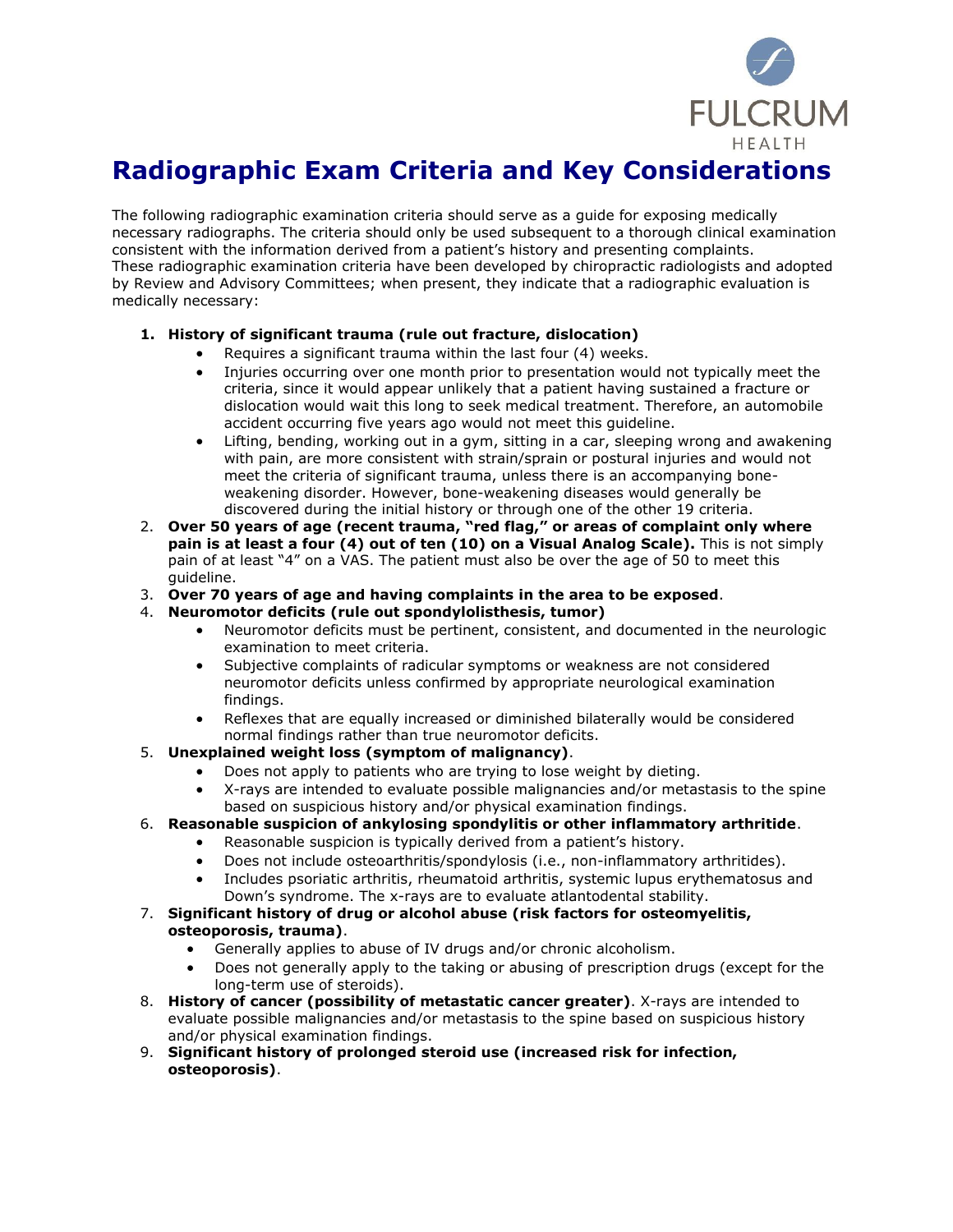# Radiographic Exam Criteria and Key Considerations

The following radiographic examination criteria should serve as a guide for exposing medically necessary radiographs. The criteria should only be used subsequent to a thorough clinical examination consistent with the information derived from a patient's history and presenting complaints. These radiographic examination criteria have been developed by chiropractic radiologists and adopted by Review and Advisory Committees; when present, they indicate that a radiographic evaluation is medically necessary:

1. **History of significant trauma (rule out fracture, dislocation)**
   - Requires a significant trauma within the last four (4) weeks.
   - Injuries occurring over one month prior to presentation would not typically meet the criteria, since it would appear unlikely that a patient having sustained a fracture or dislocation would wait this long to seek medical treatment. Therefore, an automobile accident occurring five years ago would not meet this guideline.
   - Lifting, bending, working out in a gym, sitting in a car, sleeping wrong and awakening with pain, are more consistent with strain/sprain or postural injuries and would not meet the criteria of significant trauma, unless there is an accompanying bone-weakening disorder. However, bone-weakening diseases would generally be discovered during the initial history or through one of the other 19 criteria.
2. **Over 50 years of age (recent trauma, "red flag," or areas of complaint only where pain is at least a four (4) out of ten (10) on a Visual Analog Scale).** This is not simply pain of at least "4" on a VAS. The patient must also be over the age of 50 to meet this guideline.
3. **Over 70 years of age and having complaints in the area to be exposed**.
4. **Neuromotor deficits (rule out spondylolisthesis, tumor)**
   - Neuromotor deficits must be pertinent, consistent, and documented in the neurologic examination to meet criteria.
   - Subjective complaints of radicular symptoms or weakness are not considered neuromotor deficits unless confirmed by appropriate neurological examination findings.
   - Reflexes that are equally increased or diminished bilaterally would be considered normal findings rather than true neuromotor deficits.
5. **Unexplained weight loss (symptom of malignancy)**.
   - Does not apply to patients who are trying to lose weight by dieting.
   - X-rays are intended to evaluate possible malignancies and/or metastasis to the spine based on suspicious history and/or physical examination findings.
6. **Reasonable suspicion of ankylosing spondylitis or other inflammatory arthritide**.
   - Reasonable suspicion is typically derived from a patient's history.
   - Does not include osteoarthritis/spondylosis (i.e., non-inflammatory arthritides).
   - Includes psoriatic arthritis, rheumatoid arthritis, systemic lupus erythematosus and Down's syndrome. The x-rays are to evaluate atlantodental stability.
7. **Significant history of drug or alcohol abuse (risk factors for osteomyelitis, osteoporosis, trauma)**.
   - Generally applies to abuse of IV drugs and/or chronic alcoholism.
   - Does not generally apply to the taking or abusing of prescription drugs (except for the long-term use of steroids).
8. **History of cancer (possibility of metastatic cancer greater)**. X-rays are intended to evaluate possible malignancies and/or metastasis to the spine based on suspicious history and/or physical examination findings.
9. **Significant history of prolonged steroid use (increased risk for infection, osteoporosis)**.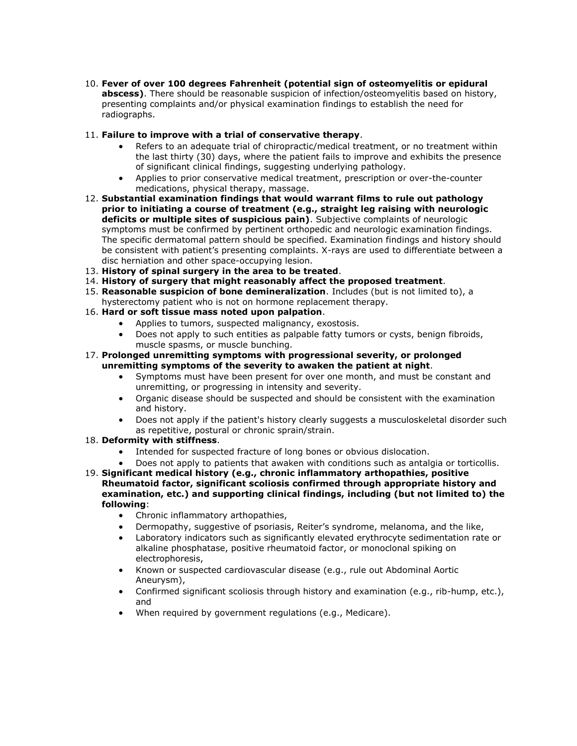10. **Fever of over 100 degrees Fahrenheit (potential sign of osteomyelitis or epidural abscess)**. There should be reasonable suspicion of infection/osteomyelitis based on history, presenting complaints and/or physical examination findings to establish the need for radiographs.

11. **Failure to improve with a trial of conservative therapy**.
    - Refers to an adequate trial of chiropractic/medical treatment, or no treatment within the last thirty (30) days, where the patient fails to improve and exhibits the presence of significant clinical findings, suggesting underlying pathology.
    - Applies to prior conservative medical treatment, prescription or over-the-counter medications, physical therapy, massage.

12. **Substantial examination findings that would warrant films to rule out pathology prior to initiating a course of treatment (e.g., straight leg raising with neurologic deficits or multiple sites of suspicious pain)**. Subjective complaints of neurologic symptoms must be confirmed by pertinent orthopedic and neurologic examination findings. The specific dermatomal pattern should be specified. Examination findings and history should be consistent with patient's presenting complaints. X-rays are used to differentiate between a disc herniation and other space-occupying lesion.

13. **History of spinal surgery in the area to be treated**.

14. **History of surgery that might reasonably affect the proposed treatment**.

15. **Reasonable suspicion of bone demineralization**. Includes (but is not limited to), a hysterectomy patient who is not on hormone replacement therapy.

16. **Hard or soft tissue mass noted upon palpation**.
    - Applies to tumors, suspected malignancy, exostosis.
    - Does not apply to such entities as palpable fatty tumors or cysts, benign fibroids, muscle spasms, or muscle bunching.

17. **Prolonged unremitting symptoms with progressional severity, or prolonged unremitting symptoms of the severity to awaken the patient at night**.
    - Symptoms must have been present for over one month, and must be constant and unremitting, or progressing in intensity and severity.
    - Organic disease should be suspected and should be consistent with the examination and history.
    - Does not apply if the patient's history clearly suggests a musculoskeletal disorder such as repetitive, postural or chronic sprain/strain.

18. **Deformity with stiffness**.
    - Intended for suspected fracture of long bones or obvious dislocation.
    - Does not apply to patients that awaken with conditions such as antalgia or torticollis.

19. **Significant medical history (e.g., chronic inflammatory arthopathies, positive Rheumatoid factor, significant scoliosis confirmed through appropriate history and examination, etc.) and supporting clinical findings, including (but not limited to) the following**:
    - Chronic inflammatory arthopathies,
    - Dermopathy, suggestive of psoriasis, Reiter's syndrome, melanoma, and the like,
    - Laboratory indicators such as significantly elevated erythrocyte sedimentation rate or alkaline phosphatase, positive rheumatoid factor, or monoclonal spiking on electrophoresis,
    - Known or suspected cardiovascular disease (e.g., rule out Abdominal Aortic Aneurysm),
    - Confirmed significant scoliosis through history and examination (e.g., rib-hump, etc.), and
    - When required by government regulations (e.g., Medicare).